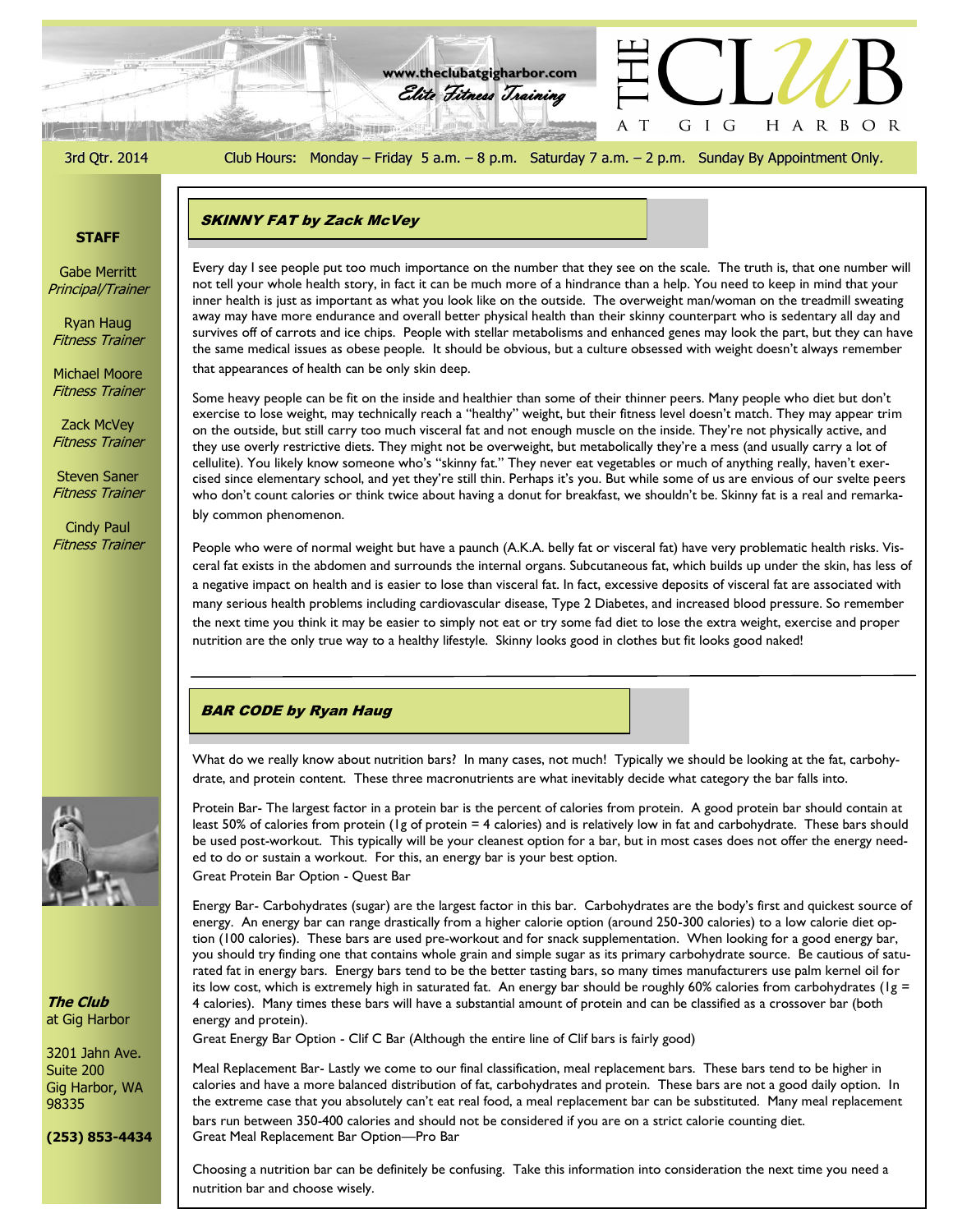# THE CLUB AT GIG HARBOR

www.theclubatgigharbor.com
*Elite Fitness Training*

3rd Qtr. 2014 Club Hours: Monday – Friday 5 a.m. – 8 p.m. Saturday 7 a.m. – 2 p.m. Sunday By Appointment Only.

**STAFF**

Gabe Merritt
*Principal/Trainer*

Ryan Haug
*Fitness Trainer*

Michael Moore
*Fitness Trainer*

Zack McVey
*Fitness Trainer*

Steven Saner
*Fitness Trainer*

Cindy Paul
*Fitness Trainer*

***The Club*** at Gig Harbor

3201 Jahn Ave.
Suite 200
Gig Harbor, WA
98335

**(253) 853-4434**

## *SKINNY FAT by Zack McVey*

Every day I see people put too much importance on the number that they see on the scale. The truth is, that one number will not tell your whole health story, in fact it can be much more of a hindrance than a help. You need to keep in mind that your inner health is just as important as what you look like on the outside. The overweight man/woman on the treadmill sweating away may have more endurance and overall better physical health than their skinny counterpart who is sedentary all day and survives off of carrots and ice chips. People with stellar metabolisms and enhanced genes may look the part, but they can have the same medical issues as obese people. It should be obvious, but a culture obsessed with weight doesn't always remember that appearances of health can be only skin deep.

Some heavy people can be fit on the inside and healthier than some of their thinner peers. Many people who diet but don't exercise to lose weight, may technically reach a "healthy" weight, but their fitness level doesn't match. They may appear trim on the outside, but still carry too much visceral fat and not enough muscle on the inside. They're not physically active, and they use overly restrictive diets. They might not be overweight, but metabolically they're a mess (and usually carry a lot of cellulite). You likely know someone who's "skinny fat." They never eat vegetables or much of anything really, haven't exercised since elementary school, and yet they're still thin. Perhaps it's you. But while some of us are envious of our svelte peers who don't count calories or think twice about having a donut for breakfast, we shouldn't be. Skinny fat is a real and remarkably common phenomenon.

People who were of normal weight but have a paunch (A.K.A. belly fat or visceral fat) have very problematic health risks. Visceral fat exists in the abdomen and surrounds the internal organs. Subcutaneous fat, which builds up under the skin, has less of a negative impact on health and is easier to lose than visceral fat. In fact, excessive deposits of visceral fat are associated with many serious health problems including cardiovascular disease, Type 2 Diabetes, and increased blood pressure. So remember the next time you think it may be easier to simply not eat or try some fad diet to lose the extra weight, exercise and proper nutrition are the only true way to a healthy lifestyle. Skinny looks good in clothes but fit looks good naked!

## *BAR CODE by Ryan Haug*

What do we really know about nutrition bars? In many cases, not much! Typically we should be looking at the fat, carbohydrate, and protein content. These three macronutrients are what inevitably decide what category the bar falls into.

Protein Bar- The largest factor in a protein bar is the percent of calories from protein. A good protein bar should contain at least 50% of calories from protein (1g of protein = 4 calories) and is relatively low in fat and carbohydrate. These bars should be used post-workout. This typically will be your cleanest option for a bar, but in most cases does not offer the energy needed to do or sustain a workout. For this, an energy bar is your best option.
Great Protein Bar Option - Quest Bar

Energy Bar- Carbohydrates (sugar) are the largest factor in this bar. Carbohydrates are the body's first and quickest source of energy. An energy bar can range drastically from a higher calorie option (around 250-300 calories) to a low calorie diet option (100 calories). These bars are used pre-workout and for snack supplementation. When looking for a good energy bar, you should try finding one that contains whole grain and simple sugar as its primary carbohydrate source. Be cautious of saturated fat in energy bars. Energy bars tend to be the better tasting bars, so many times manufacturers use palm kernel oil for its low cost, which is extremely high in saturated fat. An energy bar should be roughly 60% calories from carbohydrates (1g = 4 calories). Many times these bars will have a substantial amount of protein and can be classified as a crossover bar (both energy and protein).
Great Energy Bar Option - Clif C Bar (Although the entire line of Clif bars is fairly good)

Meal Replacement Bar- Lastly we come to our final classification, meal replacement bars. These bars tend to be higher in calories and have a more balanced distribution of fat, carbohydrates and protein. These bars are not a good daily option. In the extreme case that you absolutely can't eat real food, a meal replacement bar can be substituted. Many meal replacement bars run between 350-400 calories and should not be considered if you are on a strict calorie counting diet.
Great Meal Replacement Bar Option—Pro Bar

Choosing a nutrition bar can be definitely be confusing. Take this information into consideration the next time you need a nutrition bar and choose wisely.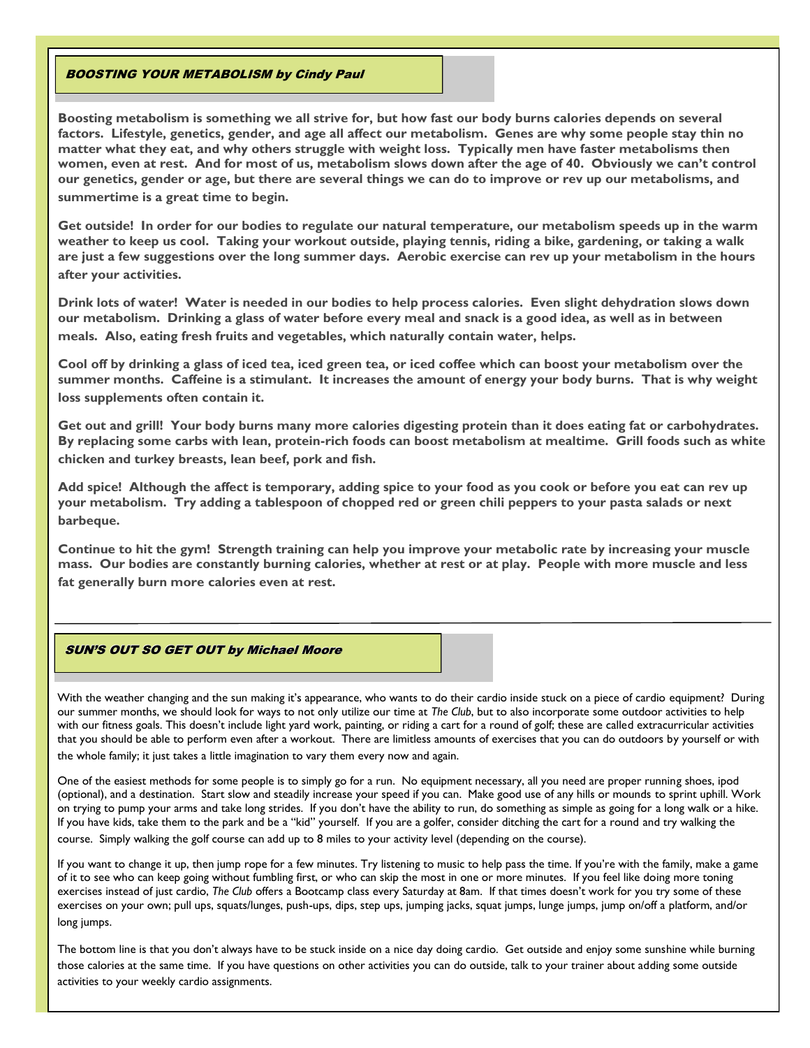## *BOOSTING YOUR METABOLISM by Cindy Paul*

**Boosting metabolism is something we all strive for, but how fast our body burns calories depends on several factors. Lifestyle, genetics, gender, and age all affect our metabolism. Genes are why some people stay thin no matter what they eat, and why others struggle with weight loss. Typically men have faster metabolisms then women, even at rest. And for most of us, metabolism slows down after the age of 40. Obviously we can't control our genetics, gender or age, but there are several things we can do to improve or rev up our metabolisms, and summertime is a great time to begin.**

**Get outside! In order for our bodies to regulate our natural temperature, our metabolism speeds up in the warm weather to keep us cool. Taking your workout outside, playing tennis, riding a bike, gardening, or taking a walk are just a few suggestions over the long summer days. Aerobic exercise can rev up your metabolism in the hours after your activities.**

**Drink lots of water! Water is needed in our bodies to help process calories. Even slight dehydration slows down our metabolism. Drinking a glass of water before every meal and snack is a good idea, as well as in between meals. Also, eating fresh fruits and vegetables, which naturally contain water, helps.**

**Cool off by drinking a glass of iced tea, iced green tea, or iced coffee which can boost your metabolism over the summer months. Caffeine is a stimulant. It increases the amount of energy your body burns. That is why weight loss supplements often contain it.**

**Get out and grill! Your body burns many more calories digesting protein than it does eating fat or carbohydrates. By replacing some carbs with lean, protein-rich foods can boost metabolism at mealtime. Grill foods such as white chicken and turkey breasts, lean beef, pork and fish.**

**Add spice! Although the affect is temporary, adding spice to your food as you cook or before you eat can rev up your metabolism. Try adding a tablespoon of chopped red or green chili peppers to your pasta salads or next barbeque.**

**Continue to hit the gym! Strength training can help you improve your metabolic rate by increasing your muscle mass. Our bodies are constantly burning calories, whether at rest or at play. People with more muscle and less fat generally burn more calories even at rest.**

---

## *SUN'S OUT SO GET OUT by Michael Moore*

With the weather changing and the sun making it's appearance, who wants to do their cardio inside stuck on a piece of cardio equipment? During our summer months, we should look for ways to not only utilize our time at *The Club*, but to also incorporate some outdoor activities to help with our fitness goals. This doesn't include light yard work, painting, or riding a cart for a round of golf; these are called extracurricular activities that you should be able to perform even after a workout. There are limitless amounts of exercises that you can do outdoors by yourself or with the whole family; it just takes a little imagination to vary them every now and again.

One of the easiest methods for some people is to simply go for a run. No equipment necessary, all you need are proper running shoes, ipod (optional), and a destination. Start slow and steadily increase your speed if you can. Make good use of any hills or mounds to sprint uphill. Work on trying to pump your arms and take long strides. If you don't have the ability to run, do something as simple as going for a long walk or a hike. If you have kids, take them to the park and be a "kid" yourself. If you are a golfer, consider ditching the cart for a round and try walking the course. Simply walking the golf course can add up to 8 miles to your activity level (depending on the course).

If you want to change it up, then jump rope for a few minutes. Try listening to music to help pass the time. If you're with the family, make a game of it to see who can keep going without fumbling first, or who can skip the most in one or more minutes. If you feel like doing more toning exercises instead of just cardio, *The Club* offers a Bootcamp class every Saturday at 8am. If that times doesn't work for you try some of these exercises on your own; pull ups, squats/lunges, push-ups, dips, step ups, jumping jacks, squat jumps, lunge jumps, jump on/off a platform, and/or long jumps.

The bottom line is that you don't always have to be stuck inside on a nice day doing cardio. Get outside and enjoy some sunshine while burning those calories at the same time. If you have questions on other activities you can do outside, talk to your trainer about adding some outside activities to your weekly cardio assignments.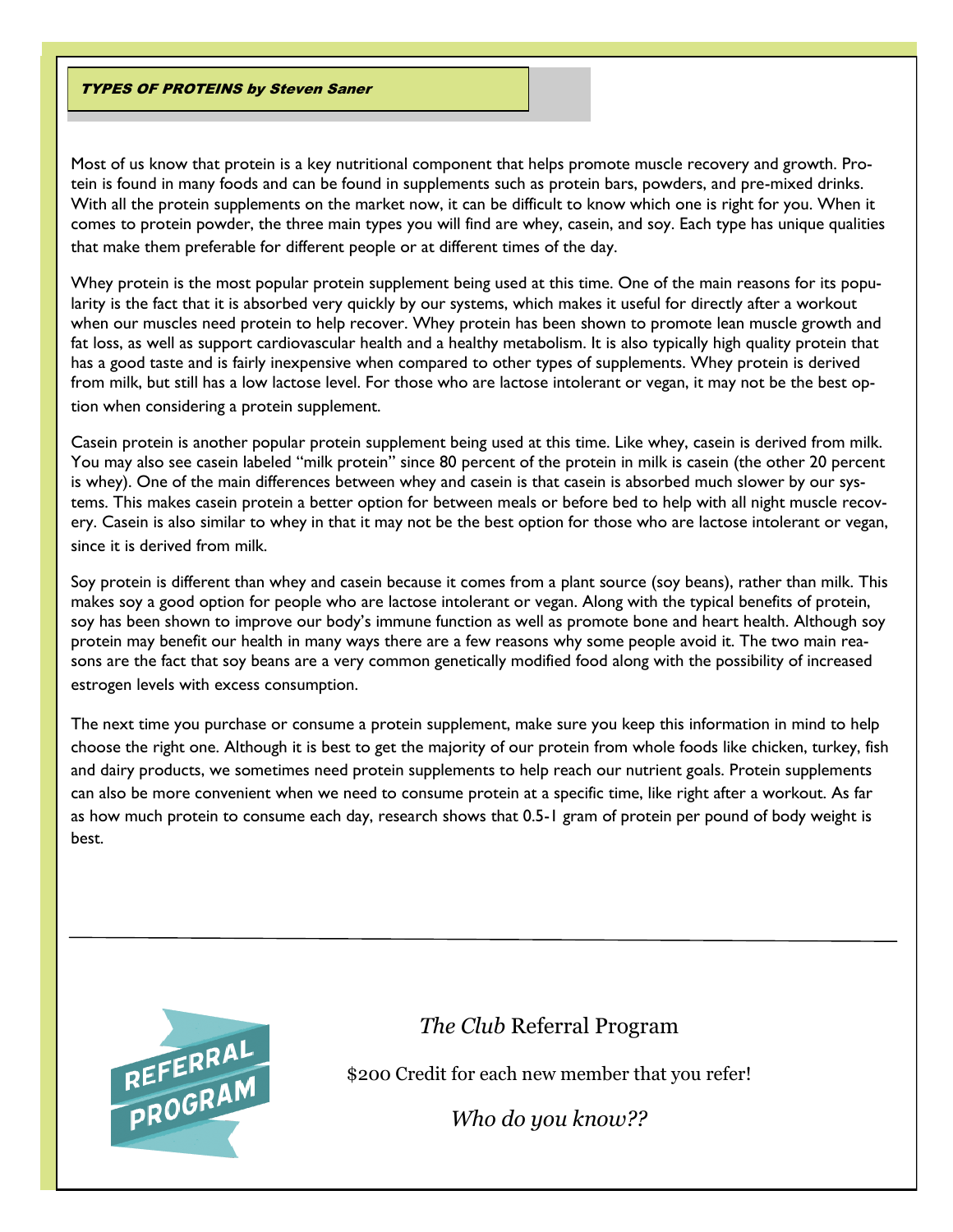## TYPES OF PROTEINS by Steven Saner

Most of us know that protein is a key nutritional component that helps promote muscle recovery and growth. Protein is found in many foods and can be found in supplements such as protein bars, powders, and pre-mixed drinks. With all the protein supplements on the market now, it can be difficult to know which one is right for you. When it comes to protein powder, the three main types you will find are whey, casein, and soy. Each type has unique qualities that make them preferable for different people or at different times of the day.

Whey protein is the most popular protein supplement being used at this time. One of the main reasons for its popularity is the fact that it is absorbed very quickly by our systems, which makes it useful for directly after a workout when our muscles need protein to help recover. Whey protein has been shown to promote lean muscle growth and fat loss, as well as support cardiovascular health and a healthy metabolism. It is also typically high quality protein that has a good taste and is fairly inexpensive when compared to other types of supplements. Whey protein is derived from milk, but still has a low lactose level. For those who are lactose intolerant or vegan, it may not be the best option when considering a protein supplement.

Casein protein is another popular protein supplement being used at this time. Like whey, casein is derived from milk. You may also see casein labeled "milk protein" since 80 percent of the protein in milk is casein (the other 20 percent is whey). One of the main differences between whey and casein is that casein is absorbed much slower by our systems. This makes casein protein a better option for between meals or before bed to help with all night muscle recovery. Casein is also similar to whey in that it may not be the best option for those who are lactose intolerant or vegan, since it is derived from milk.

Soy protein is different than whey and casein because it comes from a plant source (soy beans), rather than milk. This makes soy a good option for people who are lactose intolerant or vegan. Along with the typical benefits of protein, soy has been shown to improve our body's immune function as well as promote bone and heart health. Although soy protein may benefit our health in many ways there are a few reasons why some people avoid it. The two main reasons are the fact that soy beans are a very common genetically modified food along with the possibility of increased estrogen levels with excess consumption.

The next time you purchase or consume a protein supplement, make sure you keep this information in mind to help choose the right one. Although it is best to get the majority of our protein from whole foods like chicken, turkey, fish and dairy products, we sometimes need protein supplements to help reach our nutrient goals. Protein supplements can also be more convenient when we need to consume protein at a specific time, like right after a workout. As far as how much protein to consume each day, research shows that 0.5-1 gram of protein per pound of body weight is best.

---

REFERRAL PROGRAM

*The Club* Referral Program

$200 Credit for each new member that you refer!

*Who do you know??*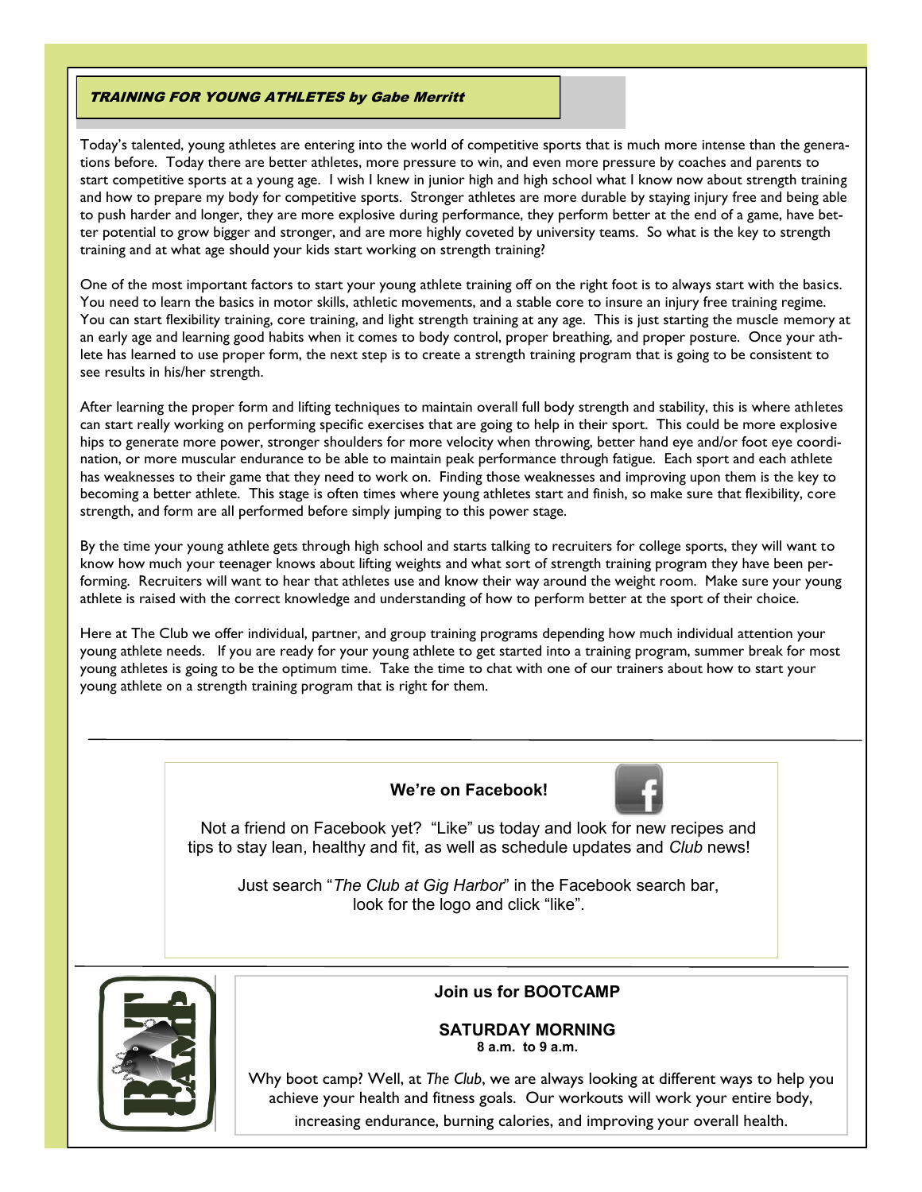## *TRAINING FOR YOUNG ATHLETES by Gabe Merritt*

Today's talented, young athletes are entering into the world of competitive sports that is much more intense than the generations before. Today there are better athletes, more pressure to win, and even more pressure by coaches and parents to start competitive sports at a young age. I wish I knew in junior high and high school what I know now about strength training and how to prepare my body for competitive sports. Stronger athletes are more durable by staying injury free and being able to push harder and longer, they are more explosive during performance, they perform better at the end of a game, have better potential to grow bigger and stronger, and are more highly coveted by university teams. So what is the key to strength training and at what age should your kids start working on strength training?

One of the most important factors to start your young athlete training off on the right foot is to always start with the basics. You need to learn the basics in motor skills, athletic movements, and a stable core to insure an injury free training regime. You can start flexibility training, core training, and light strength training at any age. This is just starting the muscle memory at an early age and learning good habits when it comes to body control, proper breathing, and proper posture. Once your athlete has learned to use proper form, the next step is to create a strength training program that is going to be consistent to see results in his/her strength.

After learning the proper form and lifting techniques to maintain overall full body strength and stability, this is where athletes can start really working on performing specific exercises that are going to help in their sport. This could be more explosive hips to generate more power, stronger shoulders for more velocity when throwing, better hand eye and/or foot eye coordination, or more muscular endurance to be able to maintain peak performance through fatigue. Each sport and each athlete has weaknesses to their game that they need to work on. Finding those weaknesses and improving upon them is the key to becoming a better athlete. This stage is often times where young athletes start and finish, so make sure that flexibility, core strength, and form are all performed before simply jumping to this power stage.

By the time your young athlete gets through high school and starts talking to recruiters for college sports, they will want to know how much your teenager knows about lifting weights and what sort of strength training program they have been performing. Recruiters will want to hear that athletes use and know their way around the weight room. Make sure your young athlete is raised with the correct knowledge and understanding of how to perform better at the sport of their choice.

Here at The Club we offer individual, partner, and group training programs depending how much individual attention your young athlete needs. If you are ready for your young athlete to get started into a training program, summer break for most young athletes is going to be the optimum time. Take the time to chat with one of our trainers about how to start your young athlete on a strength training program that is right for them.

---

**We're on Facebook!**

Not a friend on Facebook yet? "Like" us today and look for new recipes and tips to stay lean, healthy and fit, as well as schedule updates and *Club* news!

Just search "*The Club at Gig Harbor*" in the Facebook search bar, look for the logo and click "like".

---

**Join us for BOOTCAMP**

**SATURDAY MORNING**
**8 a.m. to 9 a.m.**

Why boot camp? Well, at *The Club*, we are always looking at different ways to help you achieve your health and fitness goals. Our workouts will work your entire body, increasing endurance, burning calories, and improving your overall health.